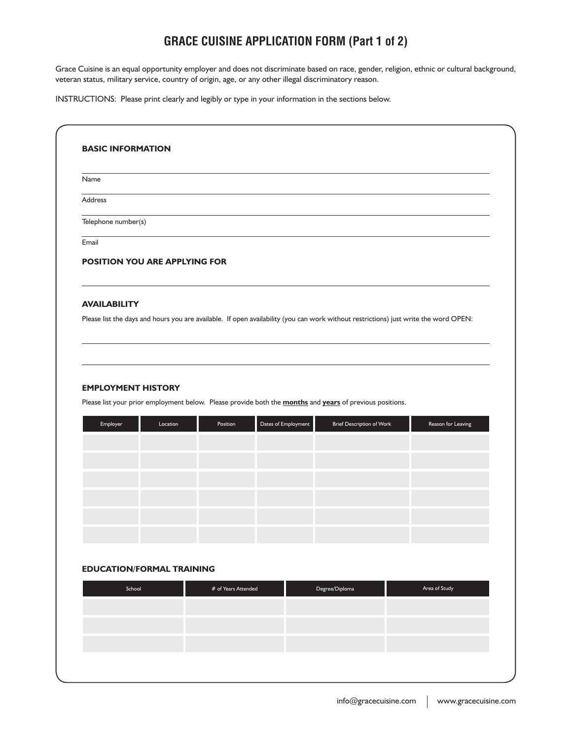# GRACE CUISINE APPLICATION FORM (Part 1 of 2)

Grace Cuisine is an equal opportunity employer and does not discriminate based on race, gender, religion, ethnic or cultural background, veteran status, military service, country of origin, age, or any other illegal discriminatory reason.

INSTRUCTIONS: Please print clearly and legibly or type in your information in the sections below.

## BASIC INFORMATION

Name

Address

Telephone number(s)

Email

## POSITION YOU ARE APPLYING FOR

## AVAILABILITY

Please list the days and hours you are available. If open availability (you can work without restrictions) just write the word OPEN:

## EMPLOYMENT HISTORY

Please list your prior employment below. Please provide both the **months** and **years** of previous positions.

| Employer | Location | Position | Dates of Employment | Brief Description of Work | Reason for Leaving |
|---|---|---|---|---|---|
| | | | | | |
| | | | | | |
| | | | | | |
| | | | | | |
| | | | | | |
| | | | | | |

## EDUCATION/FORMAL TRAINING

| School | # of Years Attended | Degree/Diploma | Area of Study |
|---|---|---|---|
| | | | |
| | | | |
| | | | |

info@gracecuisine.com | www.gracecuisine.com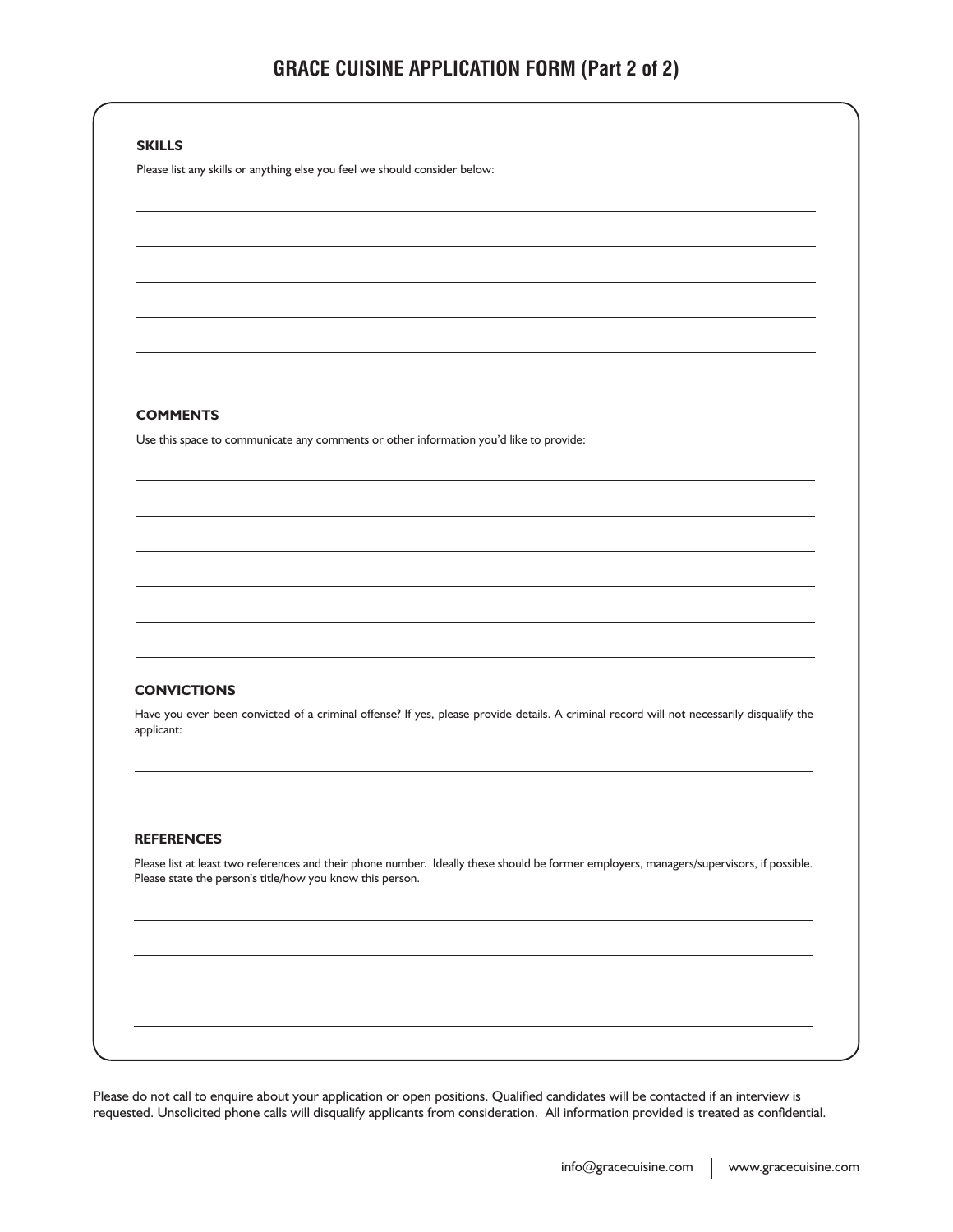# GRACE CUISINE APPLICATION FORM (Part 2 of 2)

**SKILLS**

Please list any skills or anything else you feel we should consider below:

**COMMENTS**

Use this space to communicate any comments or other information you'd like to provide:

**CONVICTIONS**

Have you ever been convicted of a criminal offense? If yes, please provide details. A criminal record will not necessarily disqualify the applicant:

**REFERENCES**

Please list at least two references and their phone number. Ideally these should be former employers, managers/supervisors, if possible. Please state the person's title/how you know this person.

Please do not call to enquire about your application or open positions. Qualified candidates will be contacted if an interview is requested. Unsolicited phone calls will disqualify applicants from consideration. All information provided is treated as confidential.

info@gracecuisine.com | www.gracecuisine.com